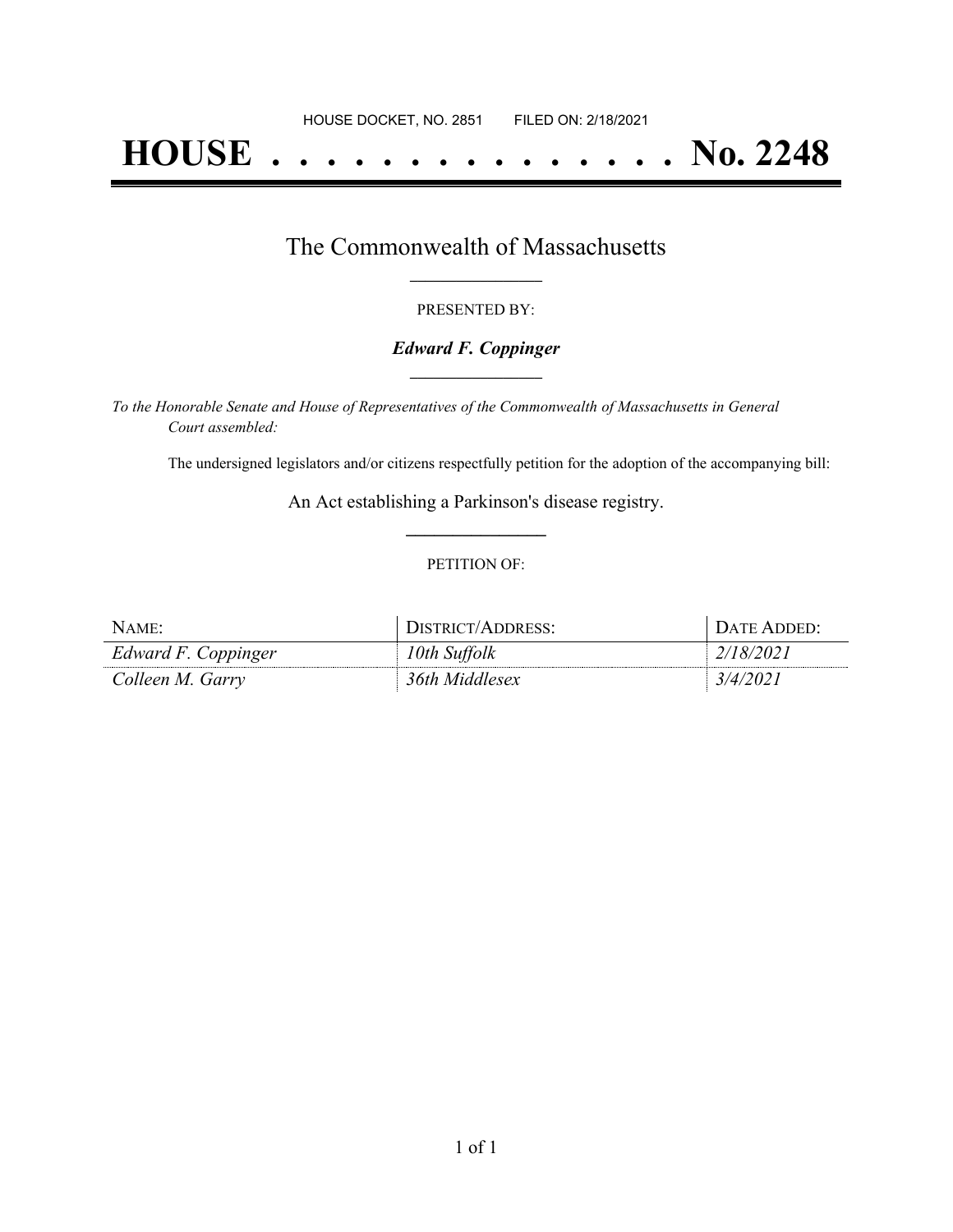HOUSE DOCKET, NO. 2851 FILED ON: 2/18/2021

# HOUSE . . . . . . . . . . . . . . . No. 2248

## The Commonwealth of Massachusetts

PRESENTED BY:

***Edward F. Coppinger***

*To the Honorable Senate and House of Representatives of the Commonwealth of Massachusetts in General Court assembled:*

The undersigned legislators and/or citizens respectfully petition for the adoption of the accompanying bill:

An Act establishing a Parkinson's disease registry.

PETITION OF:

| NAME: | DISTRICT/ADDRESS: | DATE ADDED: |
|---|---|---|
| *Edward F. Coppinger* | *10th Suffolk* | *2/18/2021* |
| *Colleen M. Garry* | *36th Middlesex* | *3/4/2021* |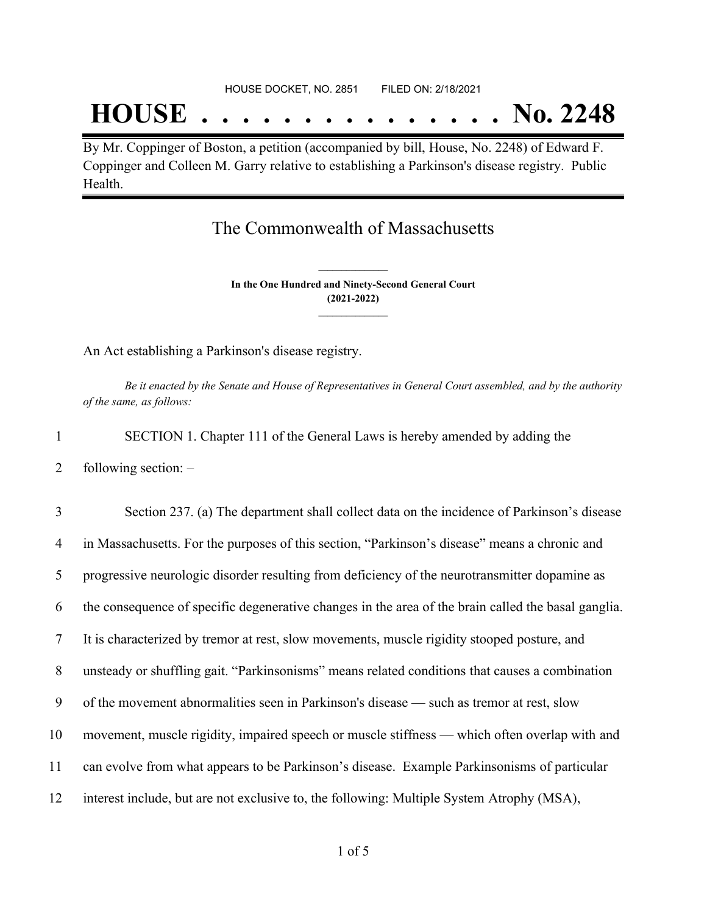HOUSE DOCKET, NO. 2851        FILED ON: 2/18/2021

# HOUSE . . . . . . . . . . . . . . . No. 2248

By Mr. Coppinger of Boston, a petition (accompanied by bill, House, No. 2248) of Edward F. Coppinger and Colleen M. Garry relative to establishing a Parkinson's disease registry. Public Health.

## The Commonwealth of Massachusetts

**In the One Hundred and Ninety-Second General Court**
**(2021-2022)**

An Act establishing a Parkinson's disease registry.

*Be it enacted by the Senate and House of Representatives in General Court assembled, and by the authority of the same, as follows:*

1 SECTION 1. Chapter 111 of the General Laws is hereby amended by adding the
2 following section: –

3 Section 237. (a) The department shall collect data on the incidence of Parkinson's disease
4 in Massachusetts. For the purposes of this section, "Parkinson's disease" means a chronic and
5 progressive neurologic disorder resulting from deficiency of the neurotransmitter dopamine as
6 the consequence of specific degenerative changes in the area of the brain called the basal ganglia.
7 It is characterized by tremor at rest, slow movements, muscle rigidity stooped posture, and
8 unsteady or shuffling gait. "Parkinsonisms" means related conditions that causes a combination
9 of the movement abnormalities seen in Parkinson's disease — such as tremor at rest, slow
10 movement, muscle rigidity, impaired speech or muscle stiffness — which often overlap with and
11 can evolve from what appears to be Parkinson's disease. Example Parkinsonisms of particular
12 interest include, but are not exclusive to, the following: Multiple System Atrophy (MSA),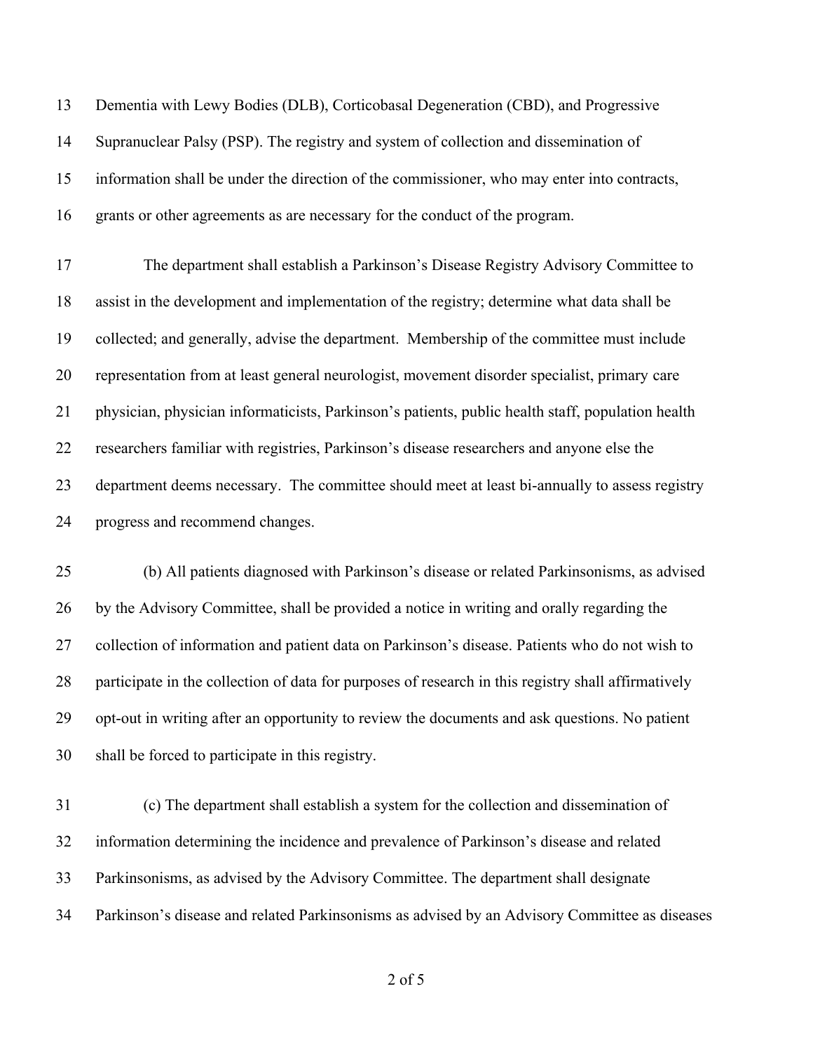Dementia with Lewy Bodies (DLB), Corticobasal Degeneration (CBD), and Progressive Supranuclear Palsy (PSP). The registry and system of collection and dissemination of information shall be under the direction of the commissioner, who may enter into contracts, grants or other agreements as are necessary for the conduct of the program.

The department shall establish a Parkinson's Disease Registry Advisory Committee to assist in the development and implementation of the registry; determine what data shall be collected; and generally, advise the department. Membership of the committee must include representation from at least general neurologist, movement disorder specialist, primary care physician, physician informaticists, Parkinson's patients, public health staff, population health researchers familiar with registries, Parkinson's disease researchers and anyone else the department deems necessary. The committee should meet at least bi-annually to assess registry progress and recommend changes.

(b) All patients diagnosed with Parkinson's disease or related Parkinsonisms, as advised by the Advisory Committee, shall be provided a notice in writing and orally regarding the collection of information and patient data on Parkinson's disease. Patients who do not wish to participate in the collection of data for purposes of research in this registry shall affirmatively opt-out in writing after an opportunity to review the documents and ask questions. No patient shall be forced to participate in this registry.

(c) The department shall establish a system for the collection and dissemination of information determining the incidence and prevalence of Parkinson's disease and related Parkinsonisms, as advised by the Advisory Committee. The department shall designate Parkinson's disease and related Parkinsonisms as advised by an Advisory Committee as diseases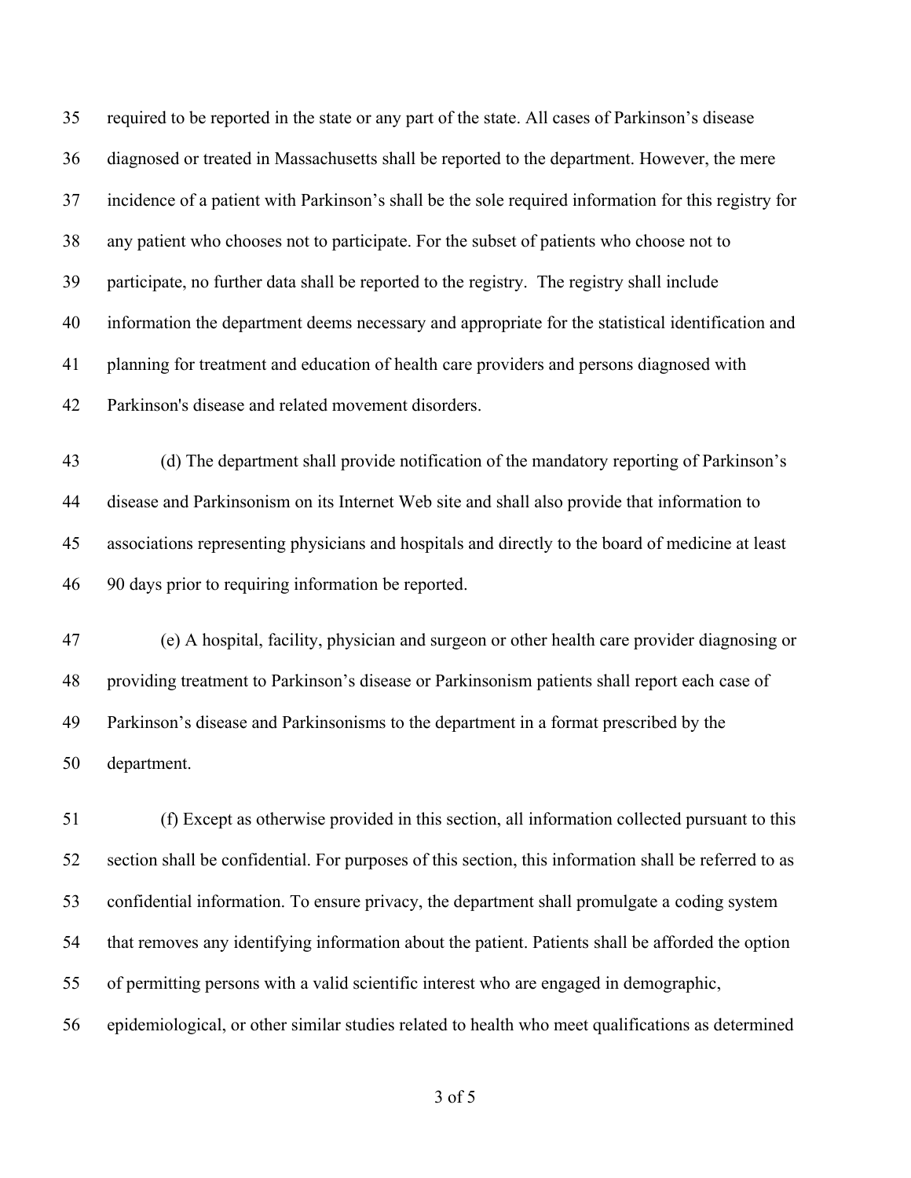required to be reported in the state or any part of the state. All cases of Parkinson's disease diagnosed or treated in Massachusetts shall be reported to the department. However, the mere incidence of a patient with Parkinson's shall be the sole required information for this registry for any patient who chooses not to participate. For the subset of patients who choose not to participate, no further data shall be reported to the registry. The registry shall include information the department deems necessary and appropriate for the statistical identification and planning for treatment and education of health care providers and persons diagnosed with Parkinson's disease and related movement disorders.

(d) The department shall provide notification of the mandatory reporting of Parkinson's disease and Parkinsonism on its Internet Web site and shall also provide that information to associations representing physicians and hospitals and directly to the board of medicine at least 90 days prior to requiring information be reported.

(e) A hospital, facility, physician and surgeon or other health care provider diagnosing or providing treatment to Parkinson's disease or Parkinsonism patients shall report each case of Parkinson's disease and Parkinsonisms to the department in a format prescribed by the department.

(f) Except as otherwise provided in this section, all information collected pursuant to this section shall be confidential. For purposes of this section, this information shall be referred to as confidential information. To ensure privacy, the department shall promulgate a coding system that removes any identifying information about the patient. Patients shall be afforded the option of permitting persons with a valid scientific interest who are engaged in demographic, epidemiological, or other similar studies related to health who meet qualifications as determined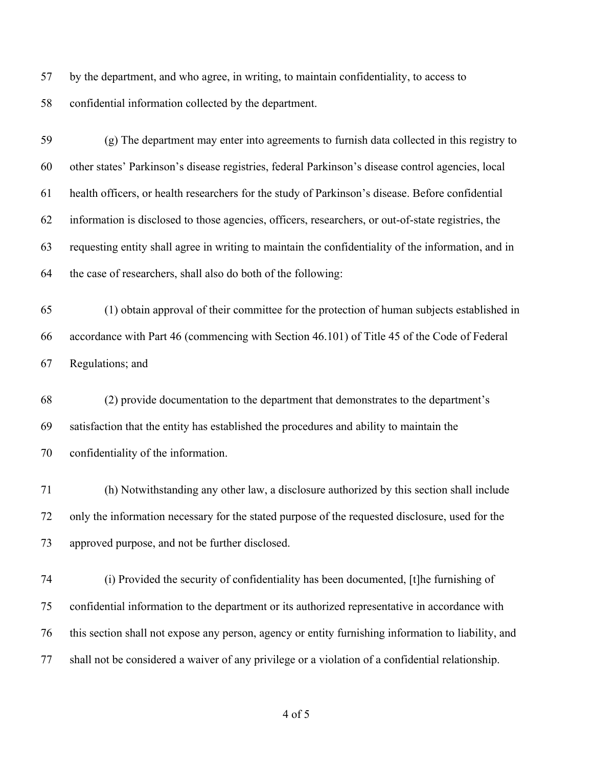by the department, and who agree, in writing, to maintain confidentiality, to access to confidential information collected by the department.

(g) The department may enter into agreements to furnish data collected in this registry to other states' Parkinson's disease registries, federal Parkinson's disease control agencies, local health officers, or health researchers for the study of Parkinson's disease. Before confidential information is disclosed to those agencies, officers, researchers, or out-of-state registries, the requesting entity shall agree in writing to maintain the confidentiality of the information, and in the case of researchers, shall also do both of the following:

(1) obtain approval of their committee for the protection of human subjects established in accordance with Part 46 (commencing with Section 46.101) of Title 45 of the Code of Federal Regulations; and

(2) provide documentation to the department that demonstrates to the department's satisfaction that the entity has established the procedures and ability to maintain the confidentiality of the information.

(h) Notwithstanding any other law, a disclosure authorized by this section shall include only the information necessary for the stated purpose of the requested disclosure, used for the approved purpose, and not be further disclosed.

(i) Provided the security of confidentiality has been documented, [t]he furnishing of confidential information to the department or its authorized representative in accordance with this section shall not expose any person, agency or entity furnishing information to liability, and shall not be considered a waiver of any privilege or a violation of a confidential relationship.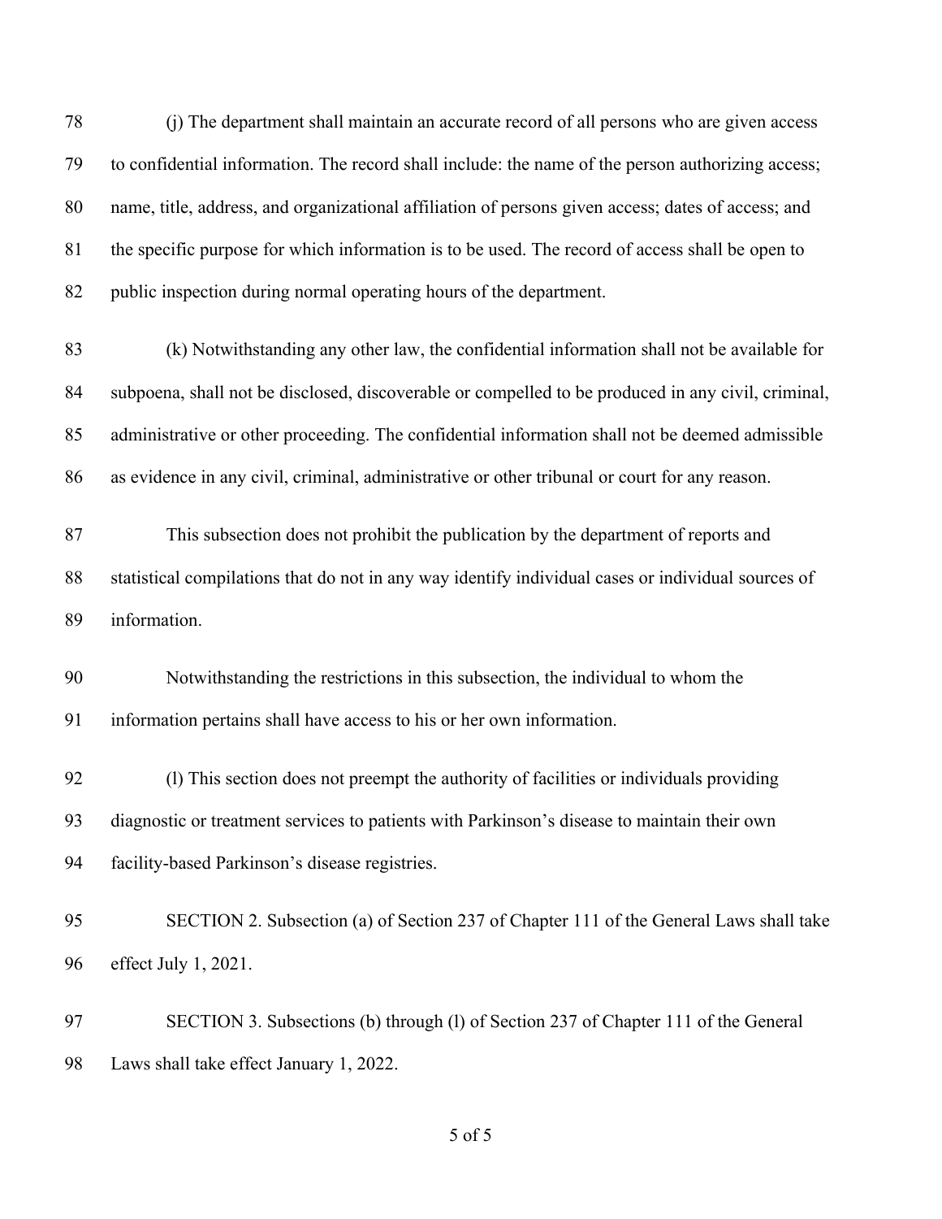(j) The department shall maintain an accurate record of all persons who are given access to confidential information. The record shall include: the name of the person authorizing access; name, title, address, and organizational affiliation of persons given access; dates of access; and the specific purpose for which information is to be used. The record of access shall be open to public inspection during normal operating hours of the department.

(k) Notwithstanding any other law, the confidential information shall not be available for subpoena, shall not be disclosed, discoverable or compelled to be produced in any civil, criminal, administrative or other proceeding. The confidential information shall not be deemed admissible as evidence in any civil, criminal, administrative or other tribunal or court for any reason.

This subsection does not prohibit the publication by the department of reports and statistical compilations that do not in any way identify individual cases or individual sources of information.

Notwithstanding the restrictions in this subsection, the individual to whom the information pertains shall have access to his or her own information.

(l) This section does not preempt the authority of facilities or individuals providing diagnostic or treatment services to patients with Parkinson's disease to maintain their own facility-based Parkinson's disease registries.

SECTION 2. Subsection (a) of Section 237 of Chapter 111 of the General Laws shall take effect July 1, 2021.

SECTION 3. Subsections (b) through (l) of Section 237 of Chapter 111 of the General Laws shall take effect January 1, 2022.